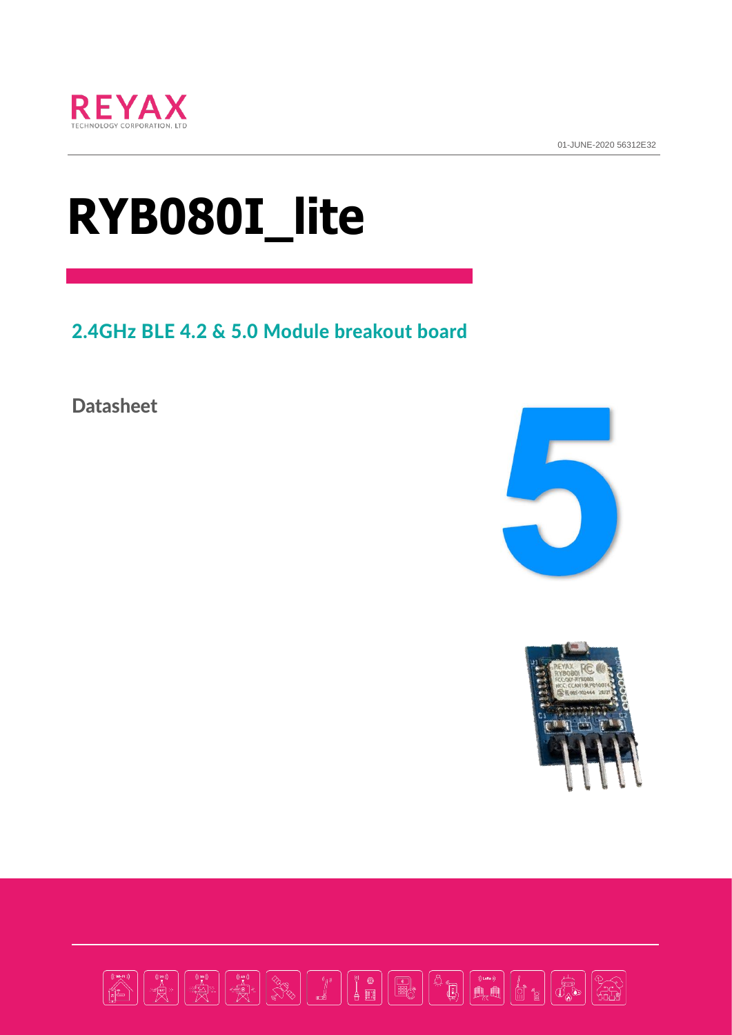REYAX

TECHNOLOGY CORPORATION, LTD

01-JUNE-2020 56312E32

# RYB080I_lite

## 2.4GHz BLE 4.2 & 5.0 Module breakout board

Datasheet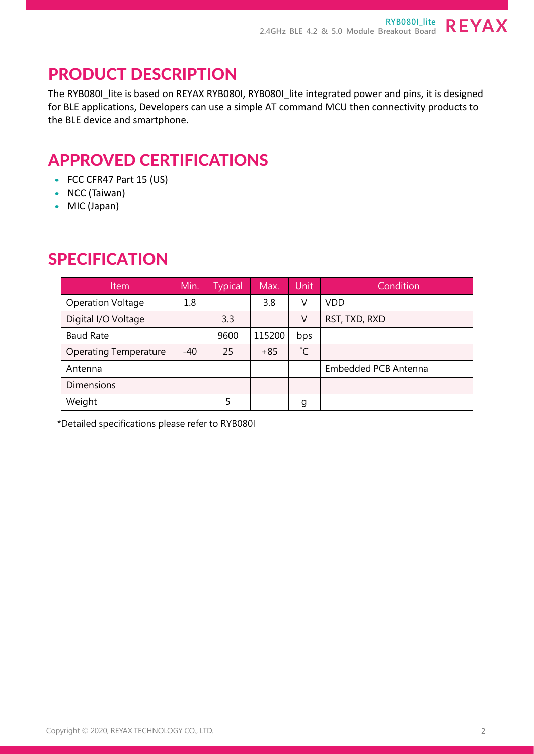# PRODUCT DESCRIPTION

The RYB080I_lite is based on REYAX RYB080I, RYB080I_lite integrated power and pins, it is designed for BLE applications, Developers can use a simple AT command MCU then connectivity products to the BLE device and smartphone.

# APPROVED CERTIFICATIONS

- FCC CFR47 Part 15 (US)
- NCC (Taiwan)
- MIC (Japan)

# SPECIFICATION

| Item | Min. | Typical | Max. | Unit | Condition |
|---|---|---|---|---|---|
| Operation Voltage | 1.8 | | 3.8 | V | VDD |
| Digital I/O Voltage | | 3.3 | | V | RST, TXD, RXD |
| Baud Rate | | 9600 | 115200 | bps | |
| Operating Temperature | -40 | 25 | +85 | ˚C | |
| Antenna | | | | | Embedded PCB Antenna |
| Dimensions | | | | | |
| Weight | | 5 | | g | |

*Detailed specifications please refer to RYB080I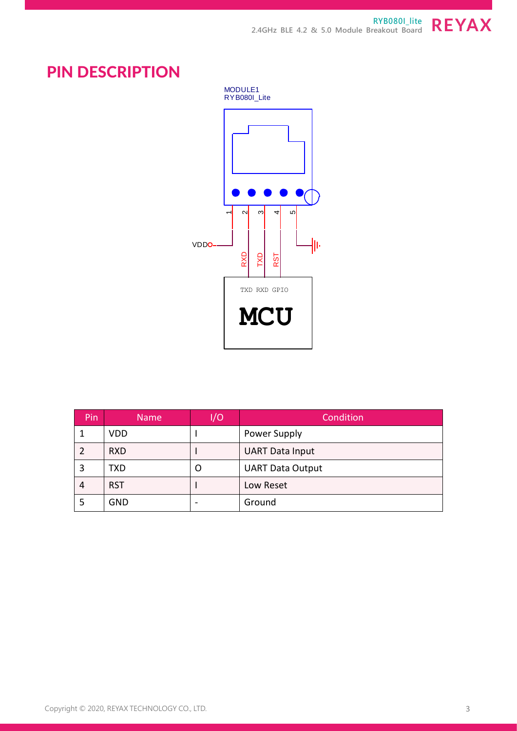# PIN DESCRIPTION

MODULE1
RYB080I_Lite

1 2 3 4 5

VDD

RXD TXD RST

TXD RXD GPIO

MCU

| Pin | Name | I/O | Condition |
|---|---|---|---|
| 1 | VDD | I | Power Supply |
| 2 | RXD | I | UART Data Input |
| 3 | TXD | O | UART Data Output |
| 4 | RST | I | Low Reset |
| 5 | GND | - | Ground |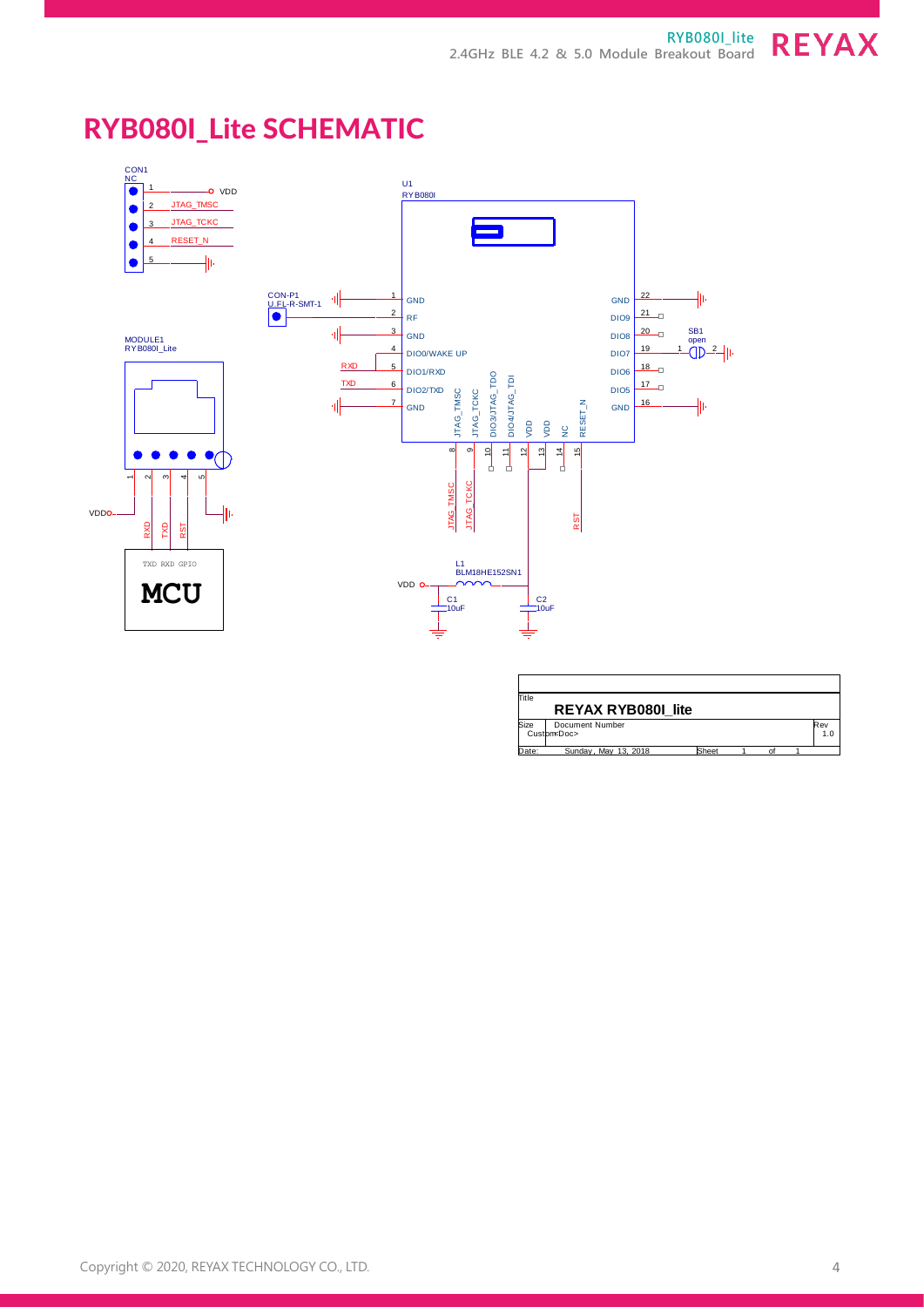# RYB080I_Lite SCHEMATIC

CON1
NC
1 VDD
2 JTAG_TMSC
3 JTAG_TCKC
4 RESET_N
5

U1
RYB080I

CON-P1
U.FL-R-SMT-1

1 GND
2 RF
3 GND
4 DIO0/WAKE UP
5 DIO1/RXD
6 DIO2/TXD
7 GND

RXD
TXD

8 JTAG_TMSC
9 JTAG_TCKC
10 DIO3/JTAG_TDO
11 DIO4/JTAG_TDI
12 VDD
13 VDD
14 NC
15 RESET_N

22 GND
21 DIO9
20 DIO8
19 DIO7
18 DIO6
17 DIO5
16 GND

SB1
open
1 2

MODULE1
RYB080I_Lite

1 2 3 4 5
VDD
RXD TXD RST

TXD RXD GPIO
MCU

JTAG_TMSC
JTAG_TCKC
RST

L1
BLM18HE152SN1
VDD
C1
10uF
C2
10uF

| | | |
|---|---|---|
| Title | REYAX RYB080I_lite | |
| Size: Custom | Document Number: <Doc> | Rev: 1.0 |
| Date: Sunday, May 13, 2018 | Sheet 1 of 1 | |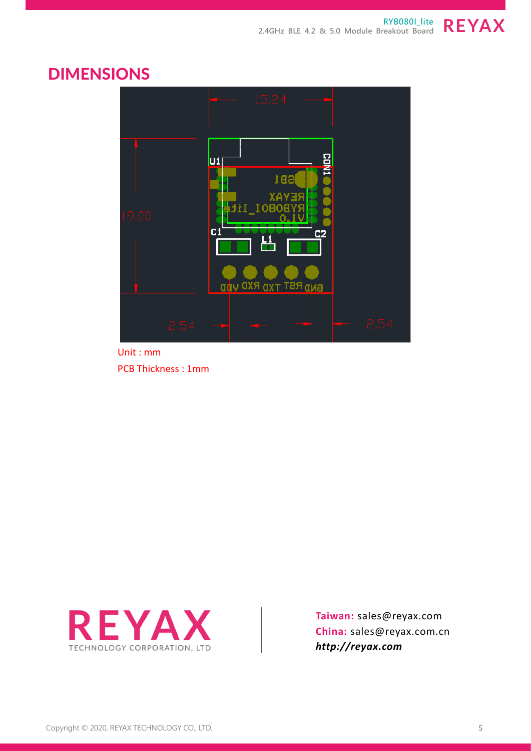## DIMENSIONS

15.24

19.00

2.54

2.54

U1

CON1

SB1

REYAX

RYB080I_lite

V1.0

C1

C2

L1

VDD RXD TXD RST GND

Unit : mm

PCB Thickness : 1mm

**REYAX**
TECHNOLOGY CORPORATION, LTD

**Taiwan:** sales@reyax.com
**China:** sales@reyax.com.cn
***http://reyax.com***